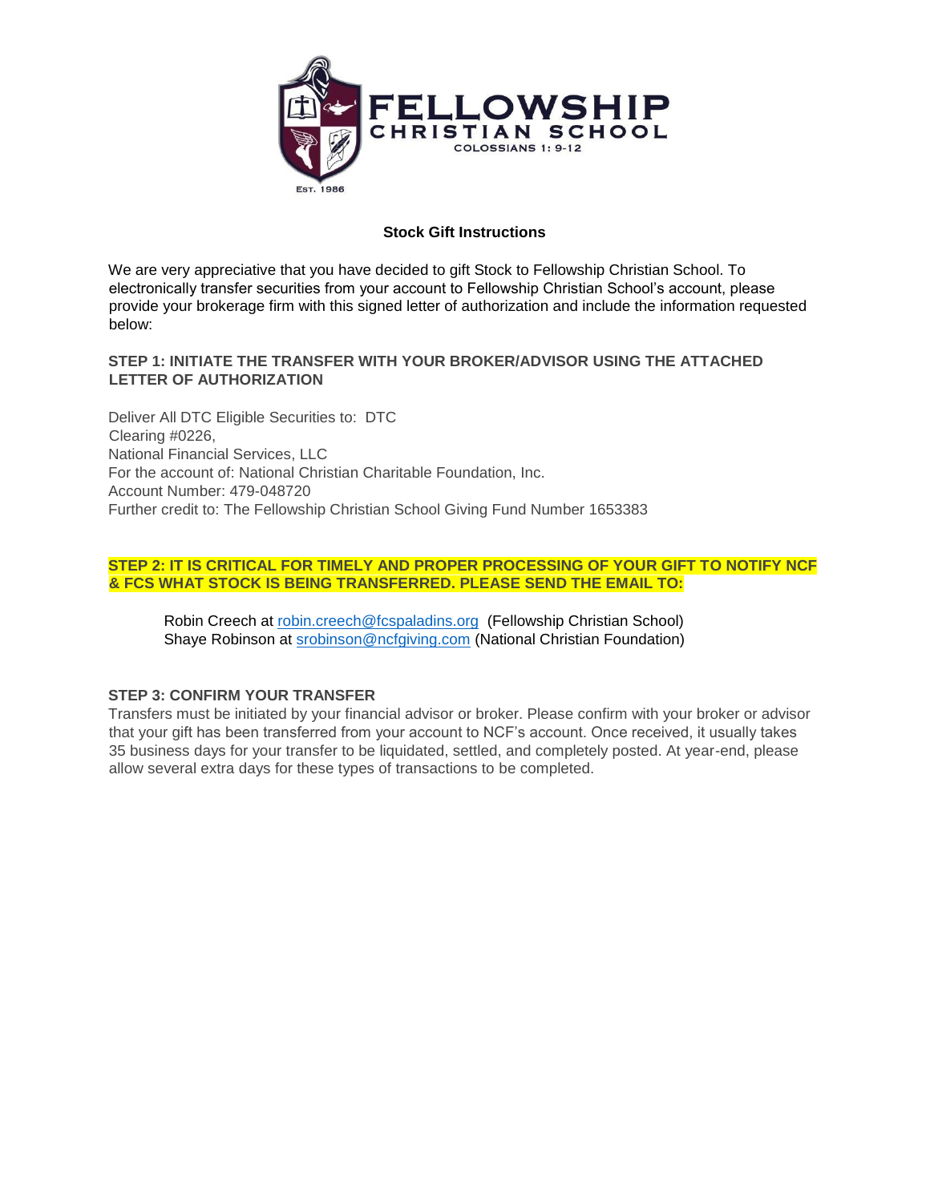# FELLOWSHIP CHRISTIAN SCHOOL

COLOSSIANS 1: 9-12

EST. 1986

## Stock Gift Instructions

We are very appreciative that you have decided to gift Stock to Fellowship Christian School. To electronically transfer securities from your account to Fellowship Christian School's account, please provide your brokerage firm with this signed letter of authorization and include the information requested below:

### STEP 1: INITIATE THE TRANSFER WITH YOUR BROKER/ADVISOR USING THE ATTACHED LETTER OF AUTHORIZATION

Deliver All DTC Eligible Securities to: DTC
Clearing #0226,
National Financial Services, LLC
For the account of: National Christian Charitable Foundation, Inc.
Account Number: 479-048720
Further credit to: The Fellowship Christian School Giving Fund Number 1653383

### STEP 2: IT IS CRITICAL FOR TIMELY AND PROPER PROCESSING OF YOUR GIFT TO NOTIFY NCF & FCS WHAT STOCK IS BEING TRANSFERRED. PLEASE SEND THE EMAIL TO:

Robin Creech at robin.creech@fcspaladins.org (Fellowship Christian School)
Shaye Robinson at srobinson@ncfgiving.com (National Christian Foundation)

### STEP 3: CONFIRM YOUR TRANSFER

Transfers must be initiated by your financial advisor or broker. Please confirm with your broker or advisor that your gift has been transferred from your account to NCF's account. Once received, it usually takes 35 business days for your transfer to be liquidated, settled, and completely posted. At year-end, please allow several extra days for these types of transactions to be completed.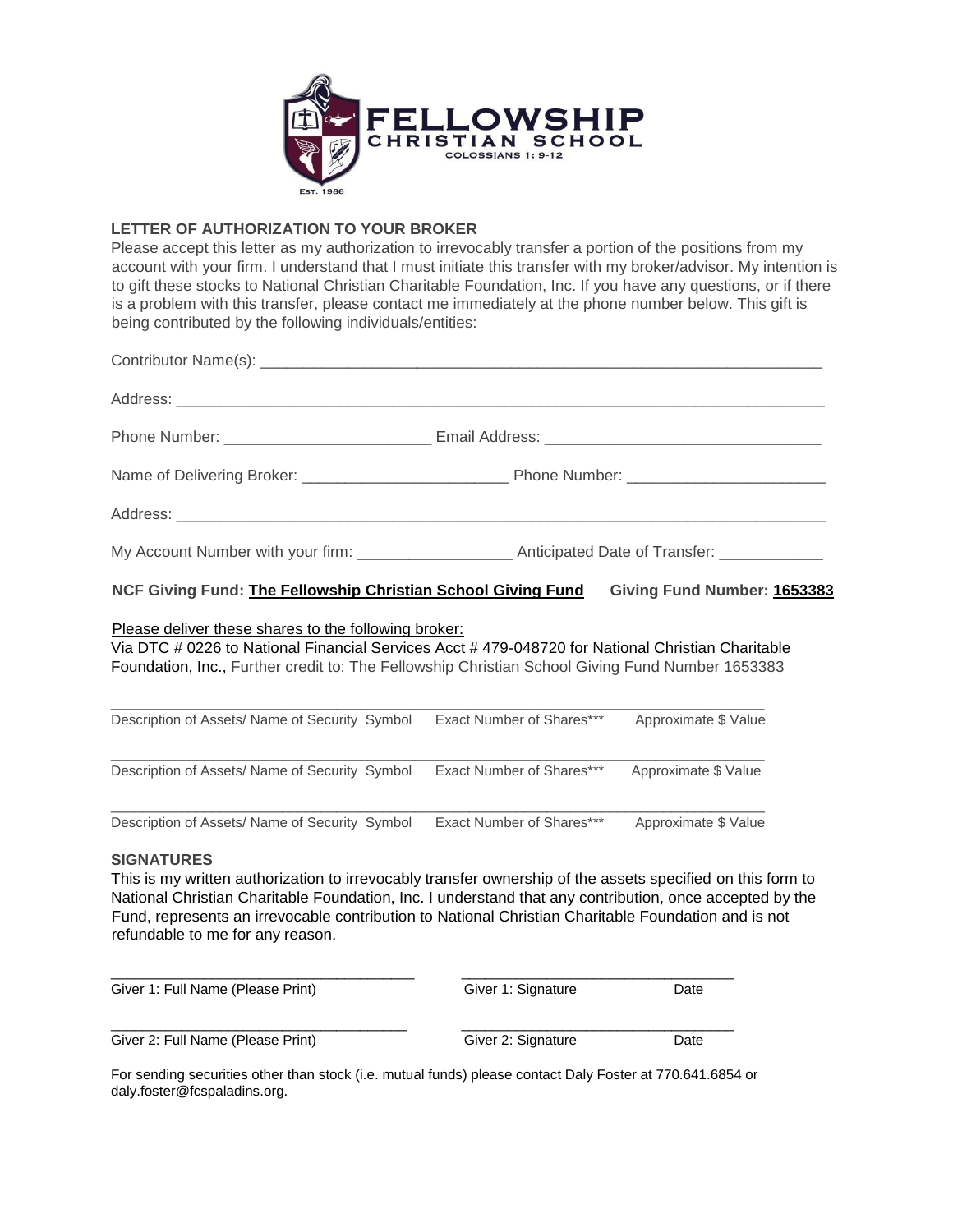FELLOWSHIP CHRISTIAN SCHOOL
COLOSSIANS 1: 9-12
Est. 1986

**LETTER OF AUTHORIZATION TO YOUR BROKER**

Please accept this letter as my authorization to irrevocably transfer a portion of the positions from my account with your firm. I understand that I must initiate this transfer with my broker/advisor. My intention is to gift these stocks to National Christian Charitable Foundation, Inc. If you have any questions, or if there is a problem with this transfer, please contact me immediately at the phone number below. This gift is being contributed by the following individuals/entities:

Contributor Name(s): ___________________________________________________________________

Address: ___________________________________________________________________________

Phone Number: _______________________ Email Address: ______________________________

Name of Delivering Broker: _______________________ Phone Number: _____________________

Address: ___________________________________________________________________________

My Account Number with your firm: _________________ Anticipated Date of Transfer: ___________

**NCF Giving Fund: <u>The Fellowship Christian School Giving Fund</u>  Giving Fund Number: <u>1653383</u>**

<u>Please deliver these shares to the following broker:</u>
Via DTC # 0226 to National Financial Services Acct # 479-048720 for National Christian Charitable Foundation, Inc., Further credit to: The Fellowship Christian School Giving Fund Number 1653383

_________________________________________________________________________
Description of Assets/ Name of Security Symbol  Exact Number of Shares***  Approximate $ Value

_________________________________________________________________________
Description of Assets/ Name of Security Symbol  Exact Number of Shares***  Approximate $ Value

_________________________________________________________________________
Description of Assets/ Name of Security Symbol  Exact Number of Shares***  Approximate $ Value

**SIGNATURES**

This is my written authorization to irrevocably transfer ownership of the assets specified on this form to National Christian Charitable Foundation, Inc. I understand that any contribution, once accepted by the Fund, represents an irrevocable contribution to National Christian Charitable Foundation and is not refundable to me for any reason.

___________________________________  ________________________________
Giver 1: Full Name (Please Print)  Giver 1: Signature  Date

___________________________________  ________________________________
Giver 2: Full Name (Please Print)  Giver 2: Signature  Date

For sending securities other than stock (i.e. mutual funds) please contact Daly Foster at 770.641.6854 or daly.foster@fcspaladins.org.